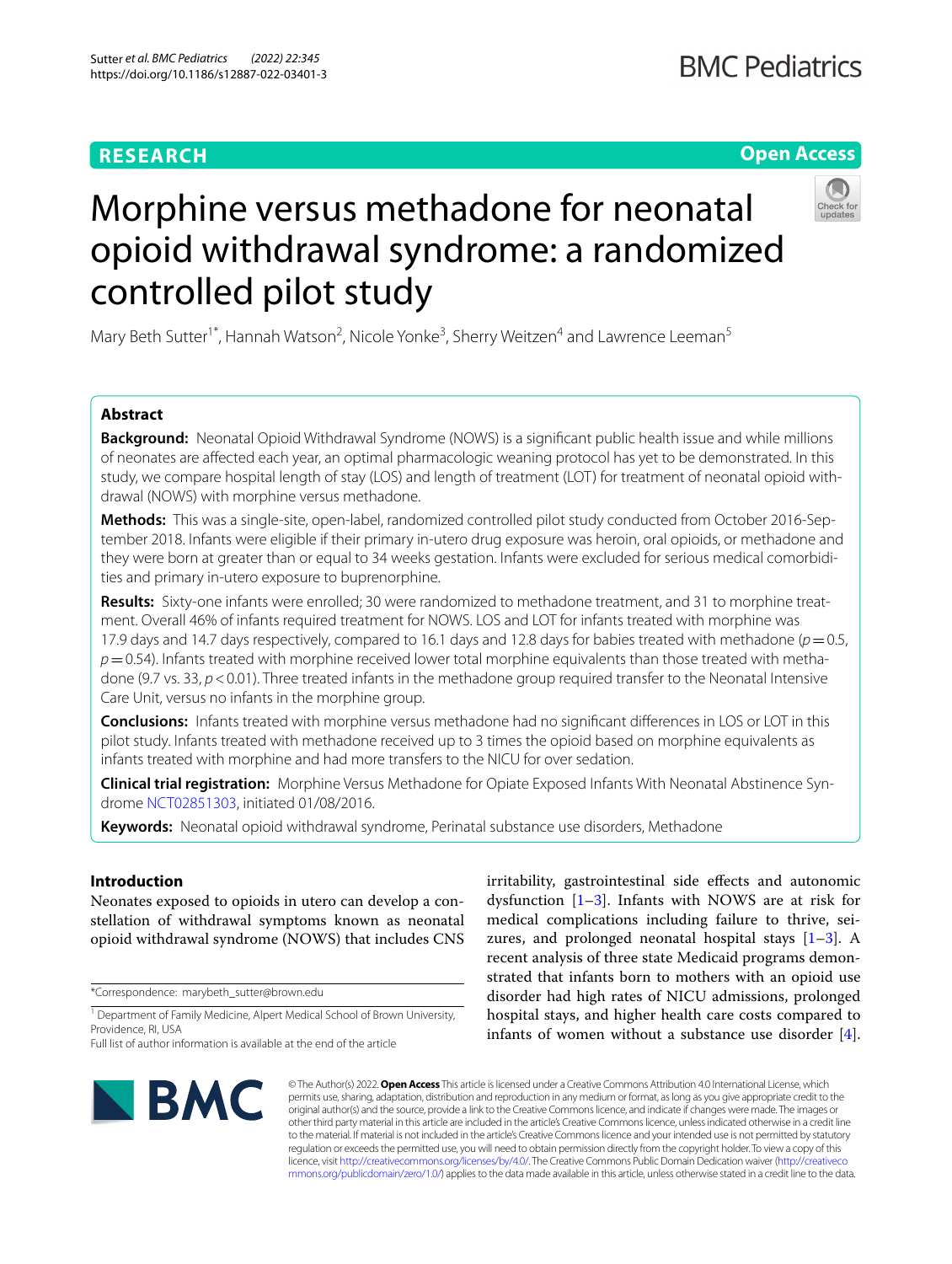**RESEARCH** **Open Access**

# Morphine versus methadone for neonatal opioid withdrawal syndrome: a randomized controlled pilot study

Mary Beth Sutter[1*], Hannah Watson[2], Nicole Yonke[3], Sherry Weitzen[4] and Lawrence Leeman[5]

## Abstract

**Background:** Neonatal Opioid Withdrawal Syndrome (NOWS) is a significant public health issue and while millions of neonates are affected each year, an optimal pharmacologic weaning protocol has yet to be demonstrated. In this study, we compare hospital length of stay (LOS) and length of treatment (LOT) for treatment of neonatal opioid withdrawal (NOWS) with morphine versus methadone.

**Methods:** This was a single-site, open-label, randomized controlled pilot study conducted from October 2016-September 2018. Infants were eligible if their primary in-utero drug exposure was heroin, oral opioids, or methadone and they were born at greater than or equal to 34 weeks gestation. Infants were excluded for serious medical comorbidities and primary in-utero exposure to buprenorphine.

**Results:** Sixty-one infants were enrolled; 30 were randomized to methadone treatment, and 31 to morphine treatment. Overall 46% of infants required treatment for NOWS. LOS and LOT for infants treated with morphine was 17.9 days and 14.7 days respectively, compared to 16.1 days and 12.8 days for babies treated with methadone ($p=0.5$, $p=0.54$). Infants treated with morphine received lower total morphine equivalents than those treated with methadone (9.7 vs. 33, $p<0.01$). Three treated infants in the methadone group required transfer to the Neonatal Intensive Care Unit, versus no infants in the morphine group.

**Conclusions:** Infants treated with morphine versus methadone had no significant differences in LOS or LOT in this pilot study. Infants treated with methadone received up to 3 times the opioid based on morphine equivalents as infants treated with morphine and had more transfers to the NICU for over sedation.

**Clinical trial registration:** Morphine Versus Methadone for Opiate Exposed Infants With Neonatal Abstinence Syndrome NCT02851303, initiated 01/08/2016.

**Keywords:** Neonatal opioid withdrawal syndrome, Perinatal substance use disorders, Methadone

## Introduction

Neonates exposed to opioids in utero can develop a constellation of withdrawal symptoms known as neonatal opioid withdrawal syndrome (NOWS) that includes CNS irritability, gastrointestinal side effects and autonomic dysfunction [1–3]. Infants with NOWS are at risk for medical complications including failure to thrive, seizures, and prolonged neonatal hospital stays [1–3]. A recent analysis of three state Medicaid programs demonstrated that infants born to mothers with an opioid use disorder had high rates of NICU admissions, prolonged hospital stays, and higher health care costs compared to infants of women without a substance use disorder [4].

*Correspondence: marybeth_sutter@brown.edu

[1] Department of Family Medicine, Alpert Medical School of Brown University, Providence, RI, USA

Full list of author information is available at the end of the article

© The Author(s) 2022. **Open Access** This article is licensed under a Creative Commons Attribution 4.0 International License, which permits use, sharing, adaptation, distribution and reproduction in any medium or format, as long as you give appropriate credit to the original author(s) and the source, provide a link to the Creative Commons licence, and indicate if changes were made. The images or other third party material in this article are included in the article's Creative Commons licence, unless indicated otherwise in a credit line to the material. If material is not included in the article's Creative Commons licence and your intended use is not permitted by statutory regulation or exceeds the permitted use, you will need to obtain permission directly from the copyright holder. To view a copy of this licence, visit http://creativecommons.org/licenses/by/4.0/. The Creative Commons Public Domain Dedication waiver (http://creativecommons.org/publicdomain/zero/1.0/) applies to the data made available in this article, unless otherwise stated in a credit line to the data.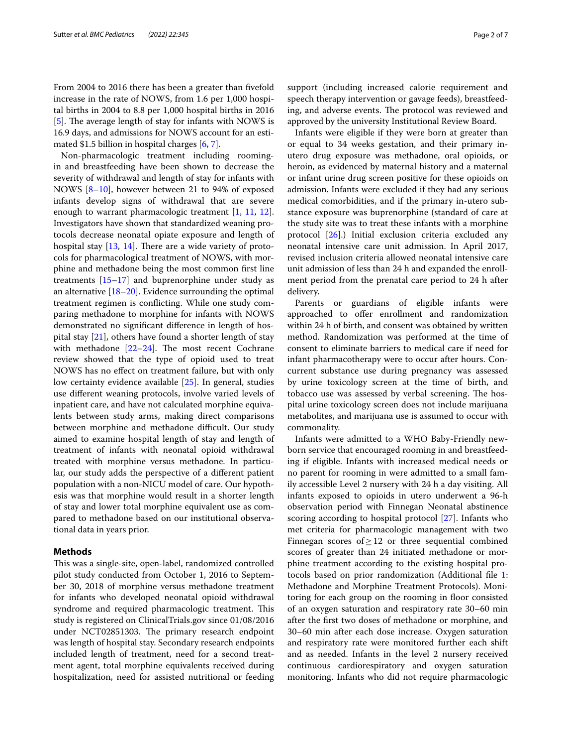From 2004 to 2016 there has been a greater than fivefold increase in the rate of NOWS, from 1.6 per 1,000 hospital births in 2004 to 8.8 per 1,000 hospital births in 2016 [5]. The average length of stay for infants with NOWS is 16.9 days, and admissions for NOWS account for an estimated $1.5 billion in hospital charges [6, 7].

Non-pharmacologic treatment including rooming-in and breastfeeding have been shown to decrease the severity of withdrawal and length of stay for infants with NOWS [8–10], however between 21 to 94% of exposed infants develop signs of withdrawal that are severe enough to warrant pharmacologic treatment [1, 11, 12]. Investigators have shown that standardized weaning protocols decrease neonatal opiate exposure and length of hospital stay [13, 14]. There are a wide variety of protocols for pharmacological treatment of NOWS, with morphine and methadone being the most common first line treatments [15–17] and buprenorphine under study as an alternative [18–20]. Evidence surrounding the optimal treatment regimen is conflicting. While one study comparing methadone to morphine for infants with NOWS demonstrated no significant difference in length of hospital stay [21], others have found a shorter length of stay with methadone [22–24]. The most recent Cochrane review showed that the type of opioid used to treat NOWS has no effect on treatment failure, but with only low certainty evidence available [25]. In general, studies use different weaning protocols, involve varied levels of inpatient care, and have not calculated morphine equivalents between study arms, making direct comparisons between morphine and methadone difficult. Our study aimed to examine hospital length of stay and length of treatment of infants with neonatal opioid withdrawal treated with morphine versus methadone. In particular, our study adds the perspective of a different patient population with a non-NICU model of care. Our hypothesis was that morphine would result in a shorter length of stay and lower total morphine equivalent use as compared to methadone based on our institutional observational data in years prior.

## Methods

This was a single-site, open-label, randomized controlled pilot study conducted from October 1, 2016 to September 30, 2018 of morphine versus methadone treatment for infants who developed neonatal opioid withdrawal syndrome and required pharmacologic treatment. This study is registered on ClinicalTrials.gov since 01/08/2016 under NCT02851303. The primary research endpoint was length of hospital stay. Secondary research endpoints included length of treatment, need for a second treatment agent, total morphine equivalents received during hospitalization, need for assisted nutritional or feeding support (including increased calorie requirement and speech therapy intervention or gavage feeds), breastfeeding, and adverse events. The protocol was reviewed and approved by the university Institutional Review Board.

Infants were eligible if they were born at greater than or equal to 34 weeks gestation, and their primary in-utero drug exposure was methadone, oral opioids, or heroin, as evidenced by maternal history and a maternal or infant urine drug screen positive for these opioids on admission. Infants were excluded if they had any serious medical comorbidities, and if the primary in-utero substance exposure was buprenorphine (standard of care at the study site was to treat these infants with a morphine protocol [26].) Initial exclusion criteria excluded any neonatal intensive care unit admission. In April 2017, revised inclusion criteria allowed neonatal intensive care unit admission of less than 24 h and expanded the enrollment period from the prenatal care period to 24 h after delivery.

Parents or guardians of eligible infants were approached to offer enrollment and randomization within 24 h of birth, and consent was obtained by written method. Randomization was performed at the time of consent to eliminate barriers to medical care if need for infant pharmacotherapy were to occur after hours. Concurrent substance use during pregnancy was assessed by urine toxicology screen at the time of birth, and tobacco use was assessed by verbal screening. The hospital urine toxicology screen does not include marijuana metabolites, and marijuana use is assumed to occur with commonality.

Infants were admitted to a WHO Baby-Friendly newborn service that encouraged rooming in and breastfeeding if eligible. Infants with increased medical needs or no parent for rooming in were admitted to a small family accessible Level 2 nursery with 24 h a day visiting. All infants exposed to opioids in utero underwent a 96-h observation period with Finnegan Neonatal abstinence scoring according to hospital protocol [27]. Infants who met criteria for pharmacologic management with two Finnegan scores of $\geq 12$ or three sequential combined scores of greater than 24 initiated methadone or morphine treatment according to the existing hospital protocols based on prior randomization (Additional file 1: Methadone and Morphine Treatment Protocols). Monitoring for each group on the rooming in floor consisted of an oxygen saturation and respiratory rate 30–60 min after the first two doses of methadone or morphine, and 30–60 min after each dose increase. Oxygen saturation and respiratory rate were monitored further each shift and as needed. Infants in the level 2 nursery received continuous cardiorespiratory and oxygen saturation monitoring. Infants who did not require pharmacologic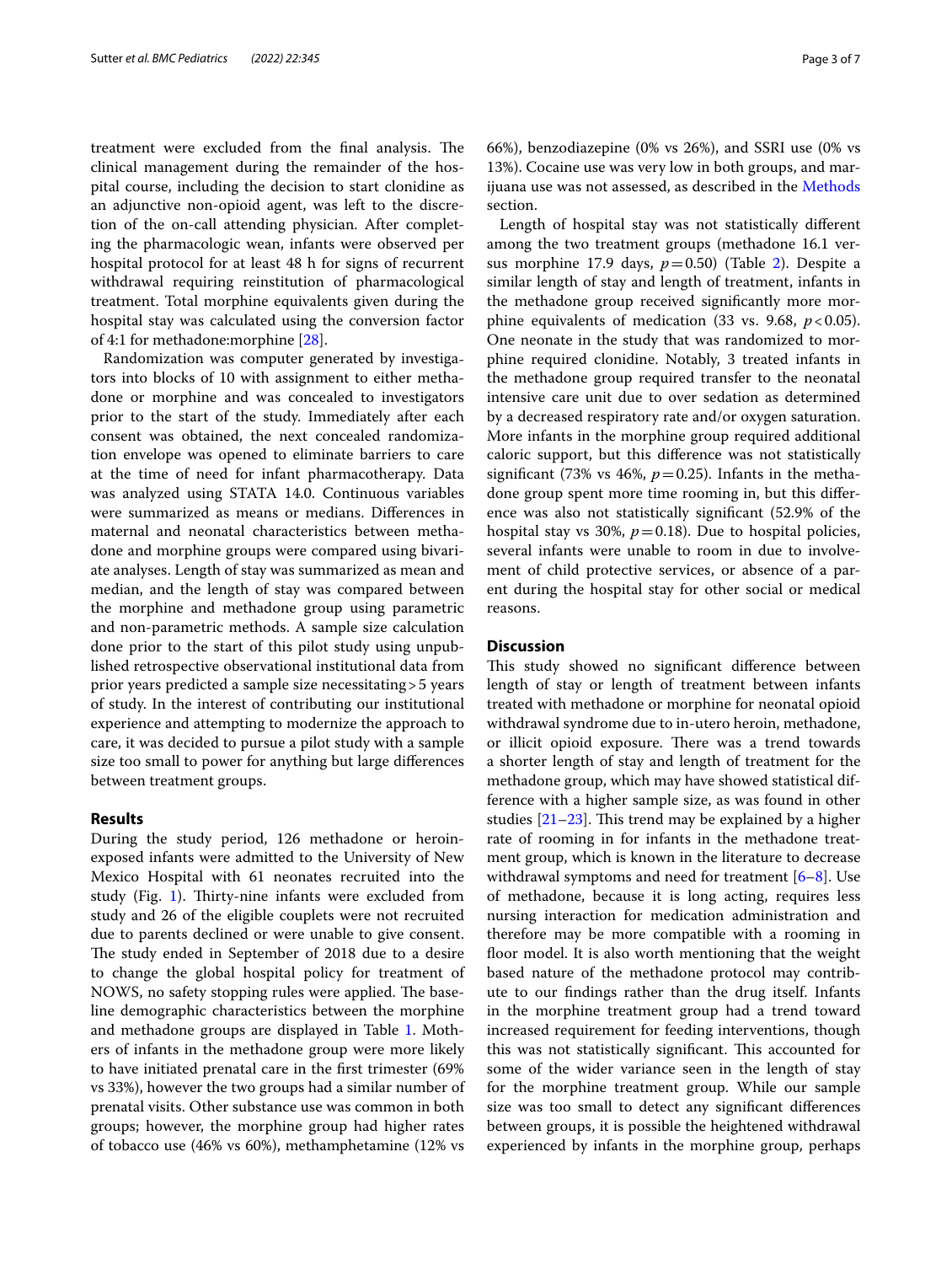treatment were excluded from the final analysis. The clinical management during the remainder of the hospital course, including the decision to start clonidine as an adjunctive non-opioid agent, was left to the discretion of the on-call attending physician. After completing the pharmacologic wean, infants were observed per hospital protocol for at least 48 h for signs of recurrent withdrawal requiring reinstitution of pharmacological treatment. Total morphine equivalents given during the hospital stay was calculated using the conversion factor of 4:1 for methadone:morphine [28].

Randomization was computer generated by investigators into blocks of 10 with assignment to either methadone or morphine and was concealed to investigators prior to the start of the study. Immediately after each consent was obtained, the next concealed randomization envelope was opened to eliminate barriers to care at the time of need for infant pharmacotherapy. Data was analyzed using STATA 14.0. Continuous variables were summarized as means or medians. Differences in maternal and neonatal characteristics between methadone and morphine groups were compared using bivariate analyses. Length of stay was summarized as mean and median, and the length of stay was compared between the morphine and methadone group using parametric and non-parametric methods. A sample size calculation done prior to the start of this pilot study using unpublished retrospective observational institutional data from prior years predicted a sample size necessitating > 5 years of study. In the interest of contributing our institutional experience and attempting to modernize the approach to care, it was decided to pursue a pilot study with a sample size too small to power for anything but large differences between treatment groups.

## Results

During the study period, 126 methadone or heroin-exposed infants were admitted to the University of New Mexico Hospital with 61 neonates recruited into the study (Fig. 1). Thirty-nine infants were excluded from study and 26 of the eligible couplets were not recruited due to parents declined or were unable to give consent. The study ended in September of 2018 due to a desire to change the global hospital policy for treatment of NOWS, no safety stopping rules were applied. The baseline demographic characteristics between the morphine and methadone groups are displayed in Table 1. Mothers of infants in the methadone group were more likely to have initiated prenatal care in the first trimester (69% vs 33%), however the two groups had a similar number of prenatal visits. Other substance use was common in both groups; however, the morphine group had higher rates of tobacco use (46% vs 60%), methamphetamine (12% vs 66%), benzodiazepine (0% vs 26%), and SSRI use (0% vs 13%). Cocaine use was very low in both groups, and marijuana use was not assessed, as described in the Methods section.

Length of hospital stay was not statistically different among the two treatment groups (methadone 16.1 versus morphine 17.9 days, $p = 0.50$) (Table 2). Despite a similar length of stay and length of treatment, infants in the methadone group received significantly more morphine equivalents of medication (33 vs. 9.68, $p < 0.05$). One neonate in the study that was randomized to morphine required clonidine. Notably, 3 treated infants in the methadone group required transfer to the neonatal intensive care unit due to over sedation as determined by a decreased respiratory rate and/or oxygen saturation. More infants in the morphine group required additional caloric support, but this difference was not statistically significant (73% vs 46%, $p = 0.25$). Infants in the methadone group spent more time rooming in, but this difference was also not statistically significant (52.9% of the hospital stay vs 30%, $p = 0.18$). Due to hospital policies, several infants were unable to room in due to involvement of child protective services, or absence of a parent during the hospital stay for other social or medical reasons.

## Discussion

This study showed no significant difference between length of stay or length of treatment between infants treated with methadone or morphine for neonatal opioid withdrawal syndrome due to in-utero heroin, methadone, or illicit opioid exposure. There was a trend towards a shorter length of stay and length of treatment for the methadone group, which may have showed statistical difference with a higher sample size, as was found in other studies [21–23]. This trend may be explained by a higher rate of rooming in for infants in the methadone treatment group, which is known in the literature to decrease withdrawal symptoms and need for treatment [6–8]. Use of methadone, because it is long acting, requires less nursing interaction for medication administration and therefore may be more compatible with a rooming in floor model. It is also worth mentioning that the weight based nature of the methadone protocol may contribute to our findings rather than the drug itself. Infants in the morphine treatment group had a trend toward increased requirement for feeding interventions, though this was not statistically significant. This accounted for some of the wider variance seen in the length of stay for the morphine treatment group. While our sample size was too small to detect any significant differences between groups, it is possible the heightened withdrawal experienced by infants in the morphine group, perhaps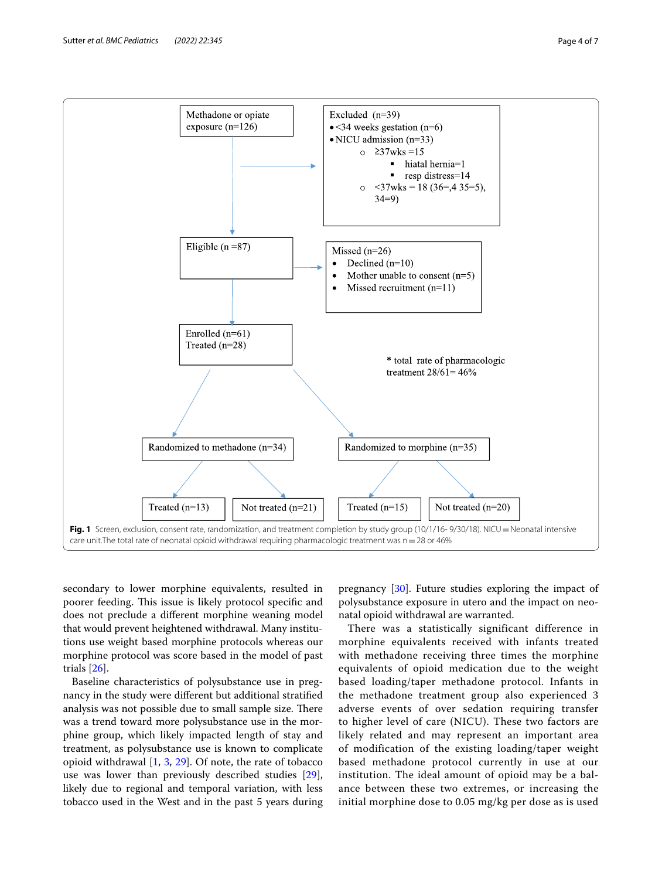Methadone or opiate exposure (n=126)

Excluded (n=39)
- <34 weeks gestation (n=6)
- NICU admission (n=33)
  - ≥37wks =15
    - hiatal hernia=1
    - resp distress=14
  - <37wks = 18 (36=,4 35=5), 34=9)

Eligible (n =87)

Missed (n=26)
- Declined (n=10)
- Mother unable to consent (n=5)
- Missed recruitment (n=11)

Enrolled (n=61)
Treated (n=28)

* total rate of pharmacologic treatment 28/61= 46%

Randomized to methadone (n=34)
- Treated (n=13)
- Not treated (n=21)

Randomized to morphine (n=35)
- Treated (n=15)
- Not treated (n=20)

**Fig. 1** Screen, exclusion, consent rate, randomization, and treatment completion by study group (10/1/16- 9/30/18). NICU = Neonatal intensive care unit.The total rate of neonatal opioid withdrawal requiring pharmacologic treatment was n = 28 or 46%

secondary to lower morphine equivalents, resulted in poorer feeding. This issue is likely protocol specific and does not preclude a different morphine weaning model that would prevent heightened withdrawal. Many institutions use weight based morphine protocols whereas our morphine protocol was score based in the model of past trials [26].

Baseline characteristics of polysubstance use in pregnancy in the study were different but additional stratified analysis was not possible due to small sample size. There was a trend toward more polysubstance use in the morphine group, which likely impacted length of stay and treatment, as polysubstance use is known to complicate opioid withdrawal [1, 3, 29]. Of note, the rate of tobacco use was lower than previously described studies [29], likely due to regional and temporal variation, with less tobacco used in the West and in the past 5 years during pregnancy [30]. Future studies exploring the impact of polysubstance exposure in utero and the impact on neonatal opioid withdrawal are warranted.

There was a statistically significant difference in morphine equivalents received with infants treated with methadone receiving three times the morphine equivalents of opioid medication due to the weight based loading/taper methadone protocol. Infants in the methadone treatment group also experienced 3 adverse events of over sedation requiring transfer to higher level of care (NICU). These two factors are likely related and may represent an important area of modification of the existing loading/taper weight based methadone protocol currently in use at our institution. The ideal amount of opioid may be a balance between these two extremes, or increasing the initial morphine dose to 0.05 mg/kg per dose as is used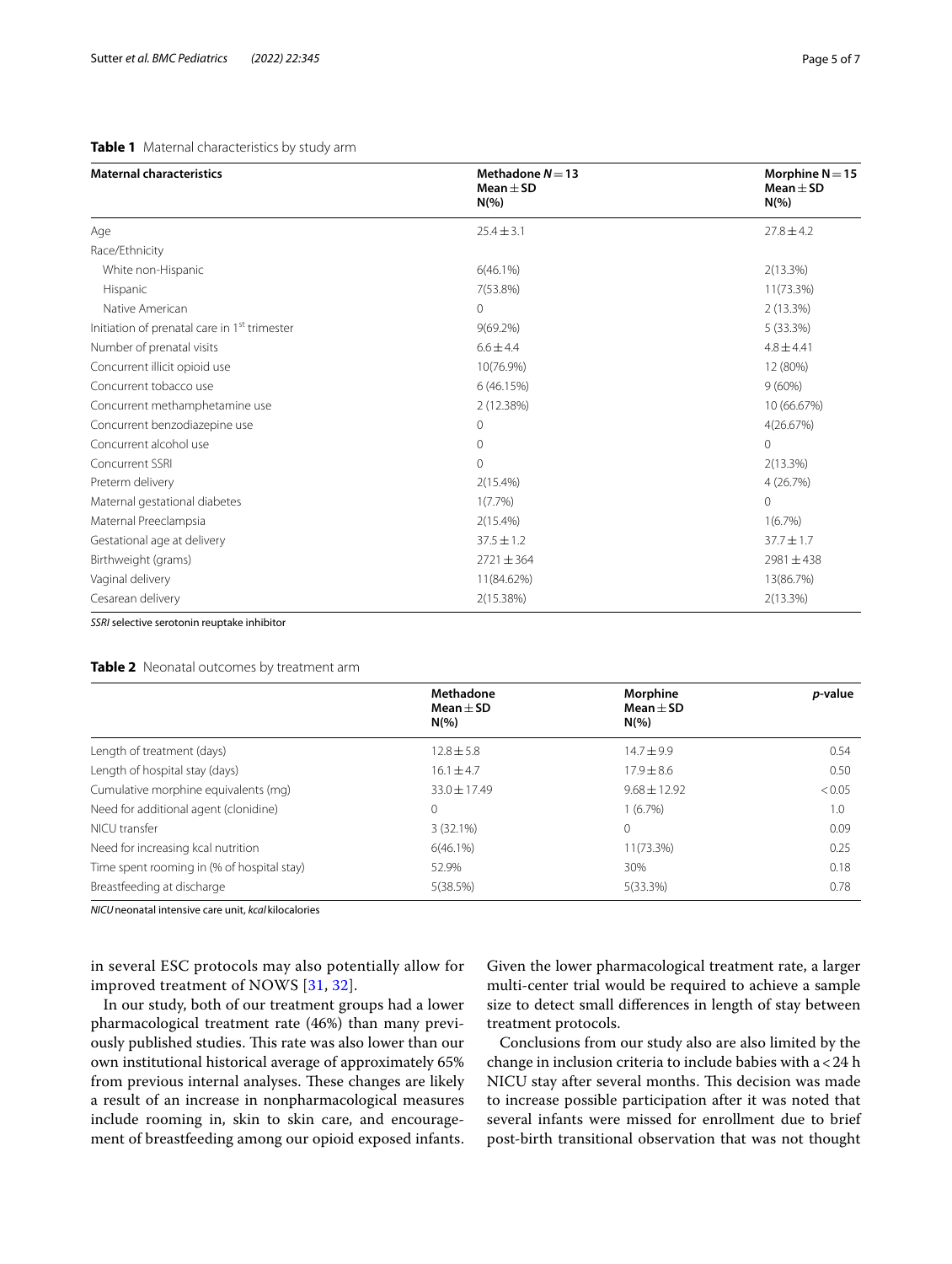**Table 1** Maternal characteristics by study arm

| Maternal characteristics | Methadone $N = 13$ Mean ± SD N(%) | Morphine N = 15 Mean ± SD N(%) |
|---|---|---|
| Age | 25.4 ± 3.1 | 27.8 ± 4.2 |
| Race/Ethnicity | | |
| White non-Hispanic | 6(46.1%) | 2(13.3%) |
| Hispanic | 7(53.8%) | 11(73.3%) |
| Native American | 0 | 2 (13.3%) |
| Initiation of prenatal care in 1st trimester | 9(69.2%) | 5 (33.3%) |
| Number of prenatal visits | 6.6 ± 4.4 | 4.8 ± 4.41 |
| Concurrent illicit opioid use | 10(76.9%) | 12 (80%) |
| Concurrent tobacco use | 6 (46.15%) | 9 (60%) |
| Concurrent methamphetamine use | 2 (12.38%) | 10 (66.67%) |
| Concurrent benzodiazepine use | 0 | 4(26.67%) |
| Concurrent alcohol use | 0 | 0 |
| Concurrent SSRI | 0 | 2(13.3%) |
| Preterm delivery | 2(15.4%) | 4 (26.7%) |
| Maternal gestational diabetes | 1(7.7%) | 0 |
| Maternal Preeclampsia | 2(15.4%) | 1(6.7%) |
| Gestational age at delivery | 37.5 ± 1.2 | 37.7 ± 1.7 |
| Birthweight (grams) | 2721 ± 364 | 2981 ± 438 |
| Vaginal delivery | 11(84.62%) | 13(86.7%) |
| Cesarean delivery | 2(15.38%) | 2(13.3%) |

*SSRI* selective serotonin reuptake inhibitor

**Table 2** Neonatal outcomes by treatment arm

| | Methadone Mean ± SD N(%) | Morphine Mean ± SD N(%) | *p*-value |
|---|---|---|---|
| Length of treatment (days) | 12.8 ± 5.8 | 14.7 ± 9.9 | 0.54 |
| Length of hospital stay (days) | 16.1 ± 4.7 | 17.9 ± 8.6 | 0.50 |
| Cumulative morphine equivalents (mg) | 33.0 ± 17.49 | 9.68 ± 12.92 | < 0.05 |
| Need for additional agent (clonidine) | 0 | 1 (6.7%) | 1.0 |
| NICU transfer | 3 (32.1%) | 0 | 0.09 |
| Need for increasing kcal nutrition | 6(46.1%) | 11(73.3%) | 0.25 |
| Time spent rooming in (% of hospital stay) | 52.9% | 30% | 0.18 |
| Breastfeeding at discharge | 5(38.5%) | 5(33.3%) | 0.78 |

*NICU* neonatal intensive care unit, *kcal* kilocalories

in several ESC protocols may also potentially allow for improved treatment of NOWS [31, 32].

In our study, both of our treatment groups had a lower pharmacological treatment rate (46%) than many previously published studies. This rate was also lower than our own institutional historical average of approximately 65% from previous internal analyses. These changes are likely a result of an increase in nonpharmacological measures include rooming in, skin to skin care, and encouragement of breastfeeding among our opioid exposed infants. Given the lower pharmacological treatment rate, a larger multi-center trial would be required to achieve a sample size to detect small differences in length of stay between treatment protocols.

Conclusions from our study also are also limited by the change in inclusion criteria to include babies with a < 24 h NICU stay after several months. This decision was made to increase possible participation after it was noted that several infants were missed for enrollment due to brief post-birth transitional observation that was not thought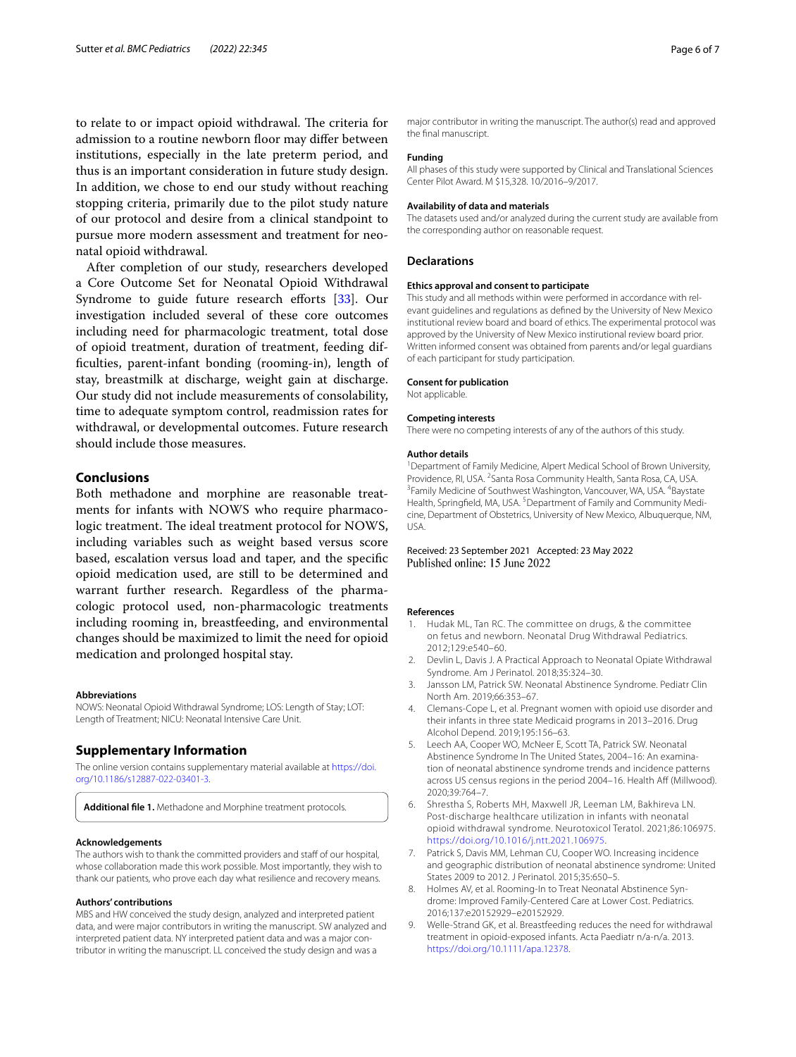to relate to or impact opioid withdrawal. The criteria for admission to a routine newborn floor may differ between institutions, especially in the late preterm period, and thus is an important consideration in future study design. In addition, we chose to end our study without reaching stopping criteria, primarily due to the pilot study nature of our protocol and desire from a clinical standpoint to pursue more modern assessment and treatment for neonatal opioid withdrawal.

After completion of our study, researchers developed a Core Outcome Set for Neonatal Opioid Withdrawal Syndrome to guide future research efforts [33]. Our investigation included several of these core outcomes including need for pharmacologic treatment, total dose of opioid treatment, duration of treatment, feeding difficulties, parent-infant bonding (rooming-in), length of stay, breastmilk at discharge, weight gain at discharge. Our study did not include measurements of consolability, time to adequate symptom control, readmission rates for withdrawal, or developmental outcomes. Future research should include those measures.

## Conclusions

Both methadone and morphine are reasonable treatments for infants with NOWS who require pharmacologic treatment. The ideal treatment protocol for NOWS, including variables such as weight based versus score based, escalation versus load and taper, and the specific opioid medication used, are still to be determined and warrant further research. Regardless of the pharmacologic protocol used, non-pharmacologic treatments including rooming in, breastfeeding, and environmental changes should be maximized to limit the need for opioid medication and prolonged hospital stay.

#### Abbreviations

NOWS: Neonatal Opioid Withdrawal Syndrome; LOS: Length of Stay; LOT: Length of Treatment; NICU: Neonatal Intensive Care Unit.

## Supplementary Information

The online version contains supplementary material available at https://doi.org/10.1186/s12887-022-03401-3.

**Additional file 1.** Methadone and Morphine treatment protocols.

#### Acknowledgements

The authors wish to thank the committed providers and staff of our hospital, whose collaboration made this work possible. Most importantly, they wish to thank our patients, who prove each day what resilience and recovery means.

#### Authors' contributions

MBS and HW conceived the study design, analyzed and interpreted patient data, and were major contributors in writing the manuscript. SW analyzed and interpreted patient data. NY interpreted patient data and was a major contributor in writing the manuscript. LL conceived the study design and was a major contributor in writing the manuscript. The author(s) read and approved the final manuscript.

#### Funding

All phases of this study were supported by Clinical and Translational Sciences Center Pilot Award. M $15,328. 10/2016–9/2017.

#### Availability of data and materials

The datasets used and/or analyzed during the current study are available from the corresponding author on reasonable request.

## Declarations

#### Ethics approval and consent to participate

This study and all methods within were performed in accordance with relevant guidelines and regulations as defined by the University of New Mexico institutional review board and board of ethics. The experimental protocol was approved by the University of New Mexico instirutional review board prior. Written informed consent was obtained from parents and/or legal guardians of each participant for study participation.

#### Consent for publication

Not applicable.

#### Competing interests

There were no competing interests of any of the authors of this study.

#### Author details

[1]Department of Family Medicine, Alpert Medical School of Brown University, Providence, RI, USA. [2]Santa Rosa Community Health, Santa Rosa, CA, USA. [3]Family Medicine of Southwest Washington, Vancouver, WA, USA. [4]Baystate Health, Springfield, MA, USA. [5]Department of Family and Community Medicine, Department of Obstetrics, University of New Mexico, Albuquerque, NM, USA.

Received: 23 September 2021 Accepted: 23 May 2022
Published online: 15 June 2022

#### References

1. Hudak ML, Tan RC. The committee on drugs, & the committee on fetus and newborn. Neonatal Drug Withdrawal Pediatrics. 2012;129:e540–60.
2. Devlin L, Davis J. A Practical Approach to Neonatal Opiate Withdrawal Syndrome. Am J Perinatol. 2018;35:324–30.
3. Jansson LM, Patrick SW. Neonatal Abstinence Syndrome. Pediatr Clin North Am. 2019;66:353–67.
4. Clemens-Cope L, et al. Pregnant women with opioid use disorder and their infants in three state Medicaid programs in 2013–2016. Drug Alcohol Depend. 2019;195:156–63.
5. Leech AA, Cooper WO, McNeer E, Scott TA, Patrick SW. Neonatal Abstinence Syndrome In The United States, 2004–16: An examination of neonatal abstinence syndrome trends and incidence patterns across US census regions in the period 2004–16. Health Aff (Millwood). 2020;39:764–7.
6. Shrestha S, Roberts MH, Maxwell JR, Leeman LM, Bakhireva LN. Post-discharge healthcare utilization in infants with neonatal opioid withdrawal syndrome. Neurotoxicol Teratol. 2021;86:106975. https://doi.org/10.1016/j.ntt.2021.106975.
7. Patrick S, Davis MM, Lehman CU, Cooper WO. Increasing incidence and geographic distribution of neonatal abstinence syndrome: United States 2009 to 2012. J Perinatol. 2015;35:650–5.
8. Holmes AV, et al. Rooming-In to Treat Neonatal Abstinence Syndrome: Improved Family-Centered Care at Lower Cost. Pediatrics. 2016;137:e20152929–e20152929.
9. Welle-Strand GK, et al. Breastfeeding reduces the need for withdrawal treatment in opioid-exposed infants. Acta Paediatr n/a-n/a. 2013. https://doi.org/10.1111/apa.12378.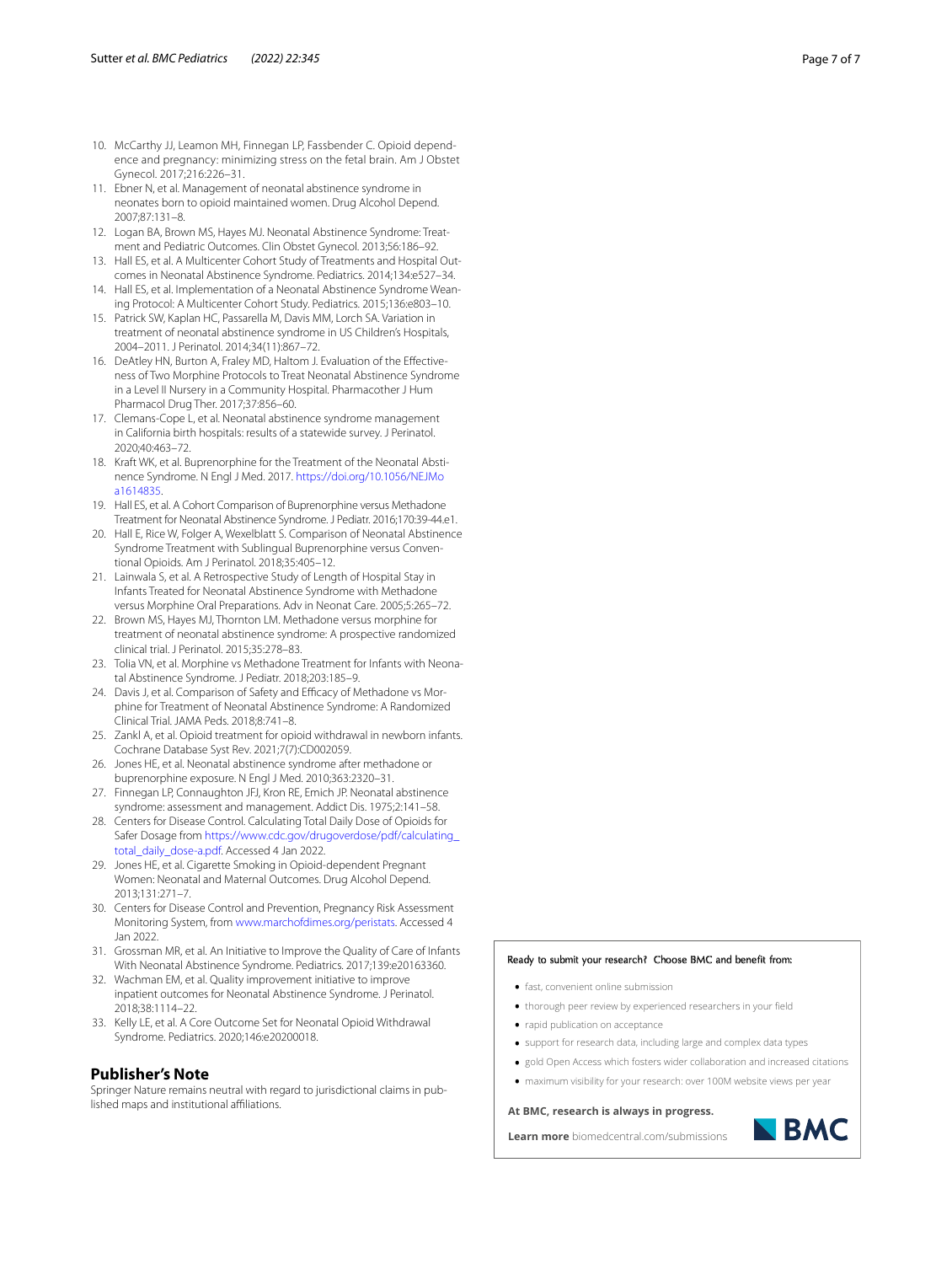10. McCarthy JJ, Leamon MH, Finnegan LP, Fassbender C. Opioid dependence and pregnancy: minimizing stress on the fetal brain. Am J Obstet Gynecol. 2017;216:226–31.
11. Ebner N, et al. Management of neonatal abstinence syndrome in neonates born to opioid maintained women. Drug Alcohol Depend. 2007;87:131–8.
12. Logan BA, Brown MS, Hayes MJ. Neonatal Abstinence Syndrome: Treatment and Pediatric Outcomes. Clin Obstet Gynecol. 2013;56:186–92.
13. Hall ES, et al. A Multicenter Cohort Study of Treatments and Hospital Outcomes in Neonatal Abstinence Syndrome. Pediatrics. 2014;134:e527–34.
14. Hall ES, et al. Implementation of a Neonatal Abstinence Syndrome Weaning Protocol: A Multicenter Cohort Study. Pediatrics. 2015;136:e803–10.
15. Patrick SW, Kaplan HC, Passarella M, Davis MM, Lorch SA. Variation in treatment of neonatal abstinence syndrome in US Children's Hospitals, 2004–2011. J Perinatol. 2014;34(11):867–72.
16. DeAtley HN, Burton A, Fraley MD, Haltom J. Evaluation of the Effectiveness of Two Morphine Protocols to Treat Neonatal Abstinence Syndrome in a Level II Nursery in a Community Hospital. Pharmacother J Hum Pharmacol Drug Ther. 2017;37:856–60.
17. Clemans-Cope L, et al. Neonatal abstinence syndrome management in California birth hospitals: results of a statewide survey. J Perinatol. 2020;40:463–72.
18. Kraft WK, et al. Buprenorphine for the Treatment of the Neonatal Abstinence Syndrome. N Engl J Med. 2017. https://doi.org/10.1056/NEJMoa1614835.
19. Hall ES, et al. A Cohort Comparison of Buprenorphine versus Methadone Treatment for Neonatal Abstinence Syndrome. J Pediatr. 2016;170:39-44.e1.
20. Hall E, Rice W, Folger A, Wexelblatt S. Comparison of Neonatal Abstinence Syndrome Treatment with Sublingual Buprenorphine versus Conventional Opioids. Am J Perinatol. 2018;35:405–12.
21. Lainwala S, et al. A Retrospective Study of Length of Hospital Stay in Infants Treated for Neonatal Abstinence Syndrome with Methadone versus Morphine Oral Preparations. Adv in Neonat Care. 2005;5:265–72.
22. Brown MS, Hayes MJ, Thornton LM. Methadone versus morphine for treatment of neonatal abstinence syndrome: A prospective randomized clinical trial. J Perinatol. 2015;35:278–83.
23. Tolia VN, et al. Morphine vs Methadone Treatment for Infants with Neonatal Abstinence Syndrome. J Pediatr. 2018;203:185–9.
24. Davis J, et al. Comparison of Safety and Efficacy of Methadone vs Morphine for Treatment of Neonatal Abstinence Syndrome: A Randomized Clinical Trial. JAMA Peds. 2018;8:741–8.
25. Zankl A, et al. Opioid treatment for opioid withdrawal in newborn infants. Cochrane Database Syst Rev. 2021;7(7):CD002059.
26. Jones HE, et al. Neonatal abstinence syndrome after methadone or buprenorphine exposure. N Engl J Med. 2010;363:2320–31.
27. Finnegan LP, Connaughton JFJ, Kron RE, Emich JP. Neonatal abstinence syndrome: assessment and management. Addict Dis. 1975;2:141–58.
28. Centers for Disease Control. Calculating Total Daily Dose of Opioids for Safer Dosage from https://www.cdc.gov/drugoverdose/pdf/calculating_total_daily_dose-a.pdf. Accessed 4 Jan 2022.
29. Jones HE, et al. Cigarette Smoking in Opioid-dependent Pregnant Women: Neonatal and Maternal Outcomes. Drug Alcohol Depend. 2013;131:271–7.
30. Centers for Disease Control and Prevention, Pregnancy Risk Assessment Monitoring System, from www.marchofdimes.org/peristats. Accessed 4 Jan 2022.
31. Grossman MR, et al. An Initiative to Improve the Quality of Care of Infants With Neonatal Abstinence Syndrome. Pediatrics. 2017;139:e20163360.
32. Wachman EM, et al. Quality improvement initiative to improve inpatient outcomes for Neonatal Abstinence Syndrome. J Perinatol. 2018;38:1114–22.
33. Kelly LE, et al. A Core Outcome Set for Neonatal Opioid Withdrawal Syndrome. Pediatrics. 2020;146:e20200018.

## Publisher's Note

Springer Nature remains neutral with regard to jurisdictional claims in published maps and institutional affiliations.

Ready to submit your research? Choose BMC and benefit from:

- fast, convenient online submission
- thorough peer review by experienced researchers in your field
- rapid publication on acceptance
- support for research data, including large and complex data types
- gold Open Access which fosters wider collaboration and increased citations
- maximum visibility for your research: over 100M website views per year

**At BMC, research is always in progress.**

**Learn more** biomedcentral.com/submissions

BMC